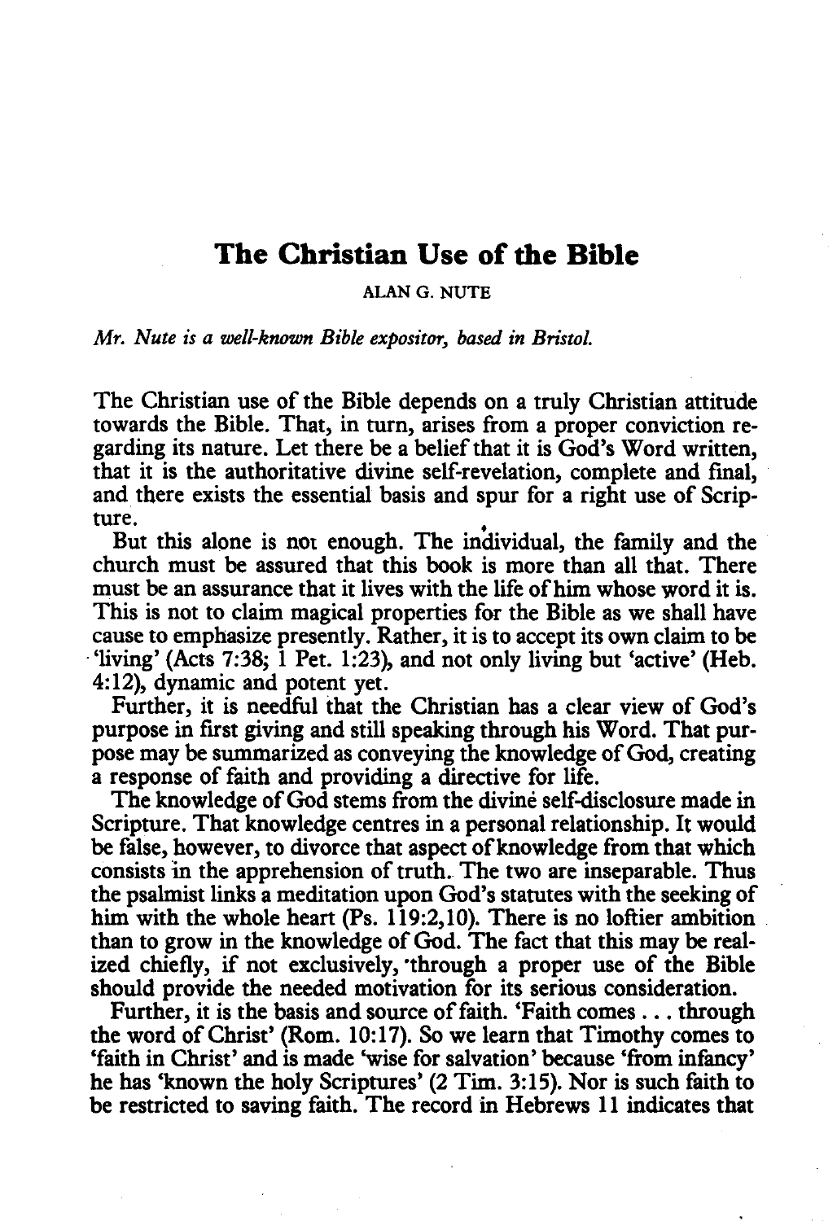# The Christian Use of the Bible

ALAN G. NUTE

*Mr. Nute is a well-known Bible expositor, based in Bristol.*

The Christian use of the Bible depends on a truly Christian attitude towards the Bible. That, in turn, arises from a proper conviction regarding its nature. Let there be a belief that it is God's Word written, that it is the authoritative divine self-revelation, complete and final, and there exists the essential basis and spur for a right use of Scripture.

But this alone is not enough. The individual, the family and the church must be assured that this book is more than all that. There must be an assurance that it lives with the life of him whose word it is. This is not to claim magical properties for the Bible as we shall have cause to emphasize presently. Rather, it is to accept its own claim to be 'living' (Acts 7:38; 1 Pet. 1:23), and not only living but 'active' (Heb. 4:12), dynamic and potent yet.

Further, it is needful that the Christian has a clear view of God's purpose in first giving and still speaking through his Word. That purpose may be summarized as conveying the knowledge of God, creating a response of faith and providing a directive for life.

The knowledge of God stems from the divine self-disclosure made in Scripture. That knowledge centres in a personal relationship. It would be false, however, to divorce that aspect of knowledge from that which consists in the apprehension of truth. The two are inseparable. Thus the psalmist links a meditation upon God's statutes with the seeking of him with the whole heart (Ps. 119:2,10). There is no loftier ambition than to grow in the knowledge of God. The fact that this may be realized chiefly, if not exclusively, through a proper use of the Bible should provide the needed motivation for its serious consideration.

Further, it is the basis and source of faith. 'Faith comes . . . through the word of Christ' (Rom. 10:17). So we learn that Timothy comes to 'faith in Christ' and is made 'wise for salvation' because 'from infancy' he has 'known the holy Scriptures' (2 Tim. 3:15). Nor is such faith to be restricted to saving faith. The record in Hebrews 11 indicates that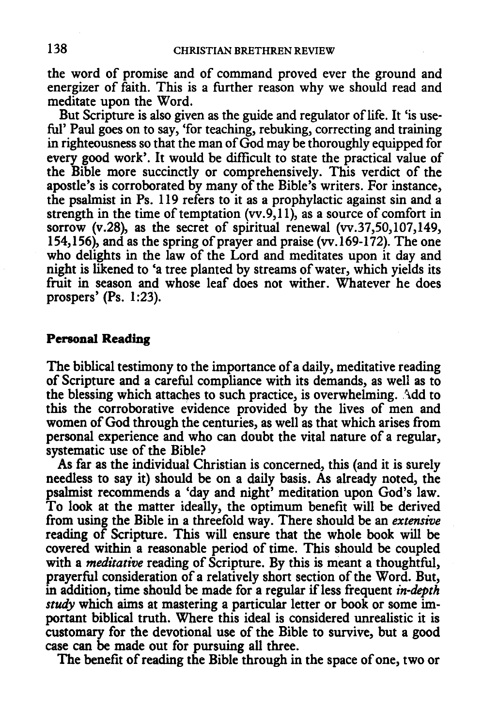the word of promise and of command proved ever the ground and energizer of faith. This is a further reason why we should read and meditate upon the Word.

But Scripture is also given as the guide and regulator of life. It 'is useful' Paul goes on to say, 'for teaching, rebuking, correcting and training in righteousness so that the man of God may be thoroughly equipped for every good work'. It would be difficult to state the practical value of the Bible more succinctly or comprehensively. This verdict of the apostle's is corroborated by many of the Bible's writers. For instance, the psalmist in Ps. 119 refers to it as a prophylactic against sin and a strength in the time of temptation (vv.9,11), as a source of comfort in sorrow (v.28), as the secret of spiritual renewal (vv.37,50,107,149, 154,156), and as the spring of prayer and praise (vv.169-172). The one who delights in the law of the Lord and meditates upon it day and night is likened to 'a tree planted by streams of water, which yields its fruit in season and whose leaf does not wither. Whatever he does prospers' (Ps. 1:23).

**Personal Reading**

The biblical testimony to the importance of a daily, meditative reading of Scripture and a careful compliance with its demands, as well as to the blessing which attaches to such practice, is overwhelming. Add to this the corroborative evidence provided by the lives of men and women of God through the centuries, as well as that which arises from personal experience and who can doubt the vital nature of a regular, systematic use of the Bible?

As far as the individual Christian is concerned, this (and it is surely needless to say it) should be on a daily basis. As already noted, the psalmist recommends a 'day and night' meditation upon God's law. To look at the matter ideally, the optimum benefit will be derived from using the Bible in a threefold way. There should be an *extensive* reading of Scripture. This will ensure that the whole book will be covered within a reasonable period of time. This should be coupled with a *meditative* reading of Scripture. By this is meant a thoughtful, prayerful consideration of a relatively short section of the Word. But, in addition, time should be made for a regular if less frequent *in-depth study* which aims at mastering a particular letter or book or some important biblical truth. Where this ideal is considered unrealistic it is customary for the devotional use of the Bible to survive, but a good case can be made out for pursuing all three.

The benefit of reading the Bible through in the space of one, two or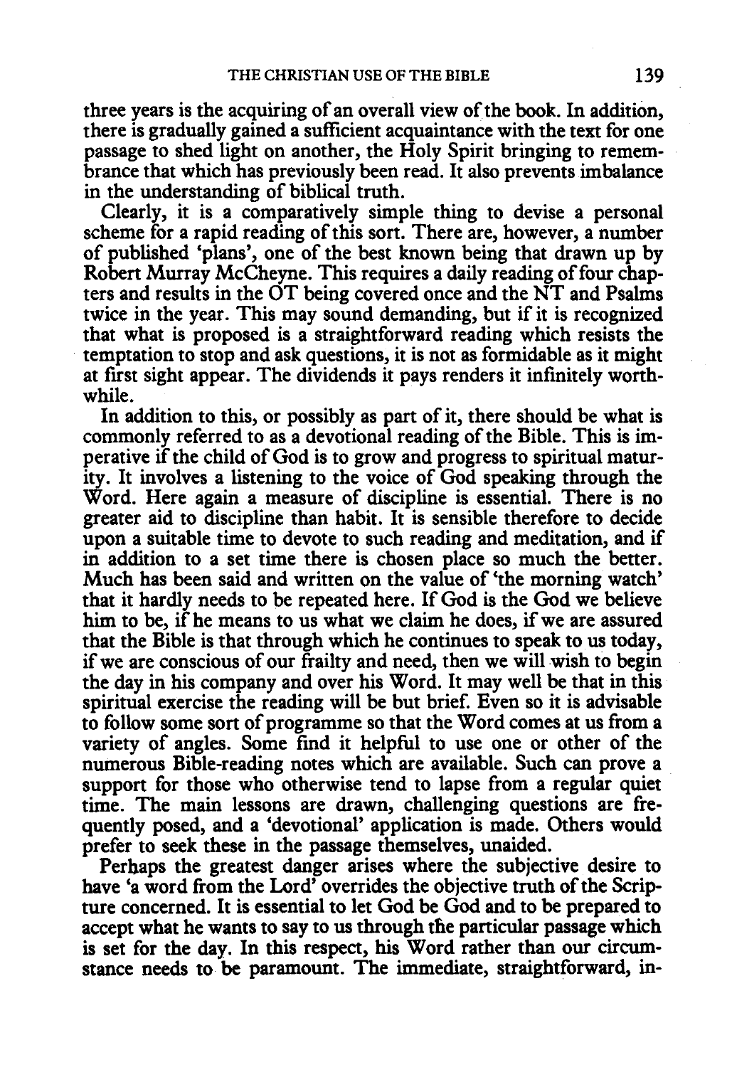three years is the acquiring of an overall view of the book. In addition, there is gradually gained a sufficient acquaintance with the text for one passage to shed light on another, the Holy Spirit bringing to remembrance that which has previously been read. It also prevents imbalance in the understanding of biblical truth.

Clearly, it is a comparatively simple thing to devise a personal scheme for a rapid reading of this sort. There are, however, a number of published 'plans', one of the best known being that drawn up by Robert Murray McCheyne. This requires a daily reading of four chapters and results in the OT being covered once and the NT and Psalms twice in the year. This may sound demanding, but if it is recognized that what is proposed is a straightforward reading which resists the temptation to stop and ask questions, it is not as formidable as it might at first sight appear. The dividends it pays renders it infinitely worthwhile.

In addition to this, or possibly as part of it, there should be what is commonly referred to as a devotional reading of the Bible. This is imperative if the child of God is to grow and progress to spiritual maturity. It involves a listening to the voice of God speaking through the Word. Here again a measure of discipline is essential. There is no greater aid to discipline than habit. It is sensible therefore to decide upon a suitable time to devote to such reading and meditation, and if in addition to a set time there is chosen place so much the better. Much has been said and written on the value of 'the morning watch' that it hardly needs to be repeated here. If God is the God we believe him to be, if he means to us what we claim he does, if we are assured that the Bible is that through which he continues to speak to us today, if we are conscious of our frailty and need, then we will wish to begin the day in his company and over his Word. It may well be that in this spiritual exercise the reading will be but brief. Even so it is advisable to follow some sort of programme so that the Word comes at us from a variety of angles. Some find it helpful to use one or other of the numerous Bible-reading notes which are available. Such can prove a support for those who otherwise tend to lapse from a regular quiet time. The main lessons are drawn, challenging questions are frequently posed, and a 'devotional' application is made. Others would prefer to seek these in the passage themselves, unaided.

Perhaps the greatest danger arises where the subjective desire to have 'a word from the Lord' overrides the objective truth of the Scripture concerned. It is essential to let God be God and to be prepared to accept what he wants to say to us through the particular passage which is set for the day. In this respect, his Word rather than our circumstance needs to be paramount. The immediate, straightforward, in-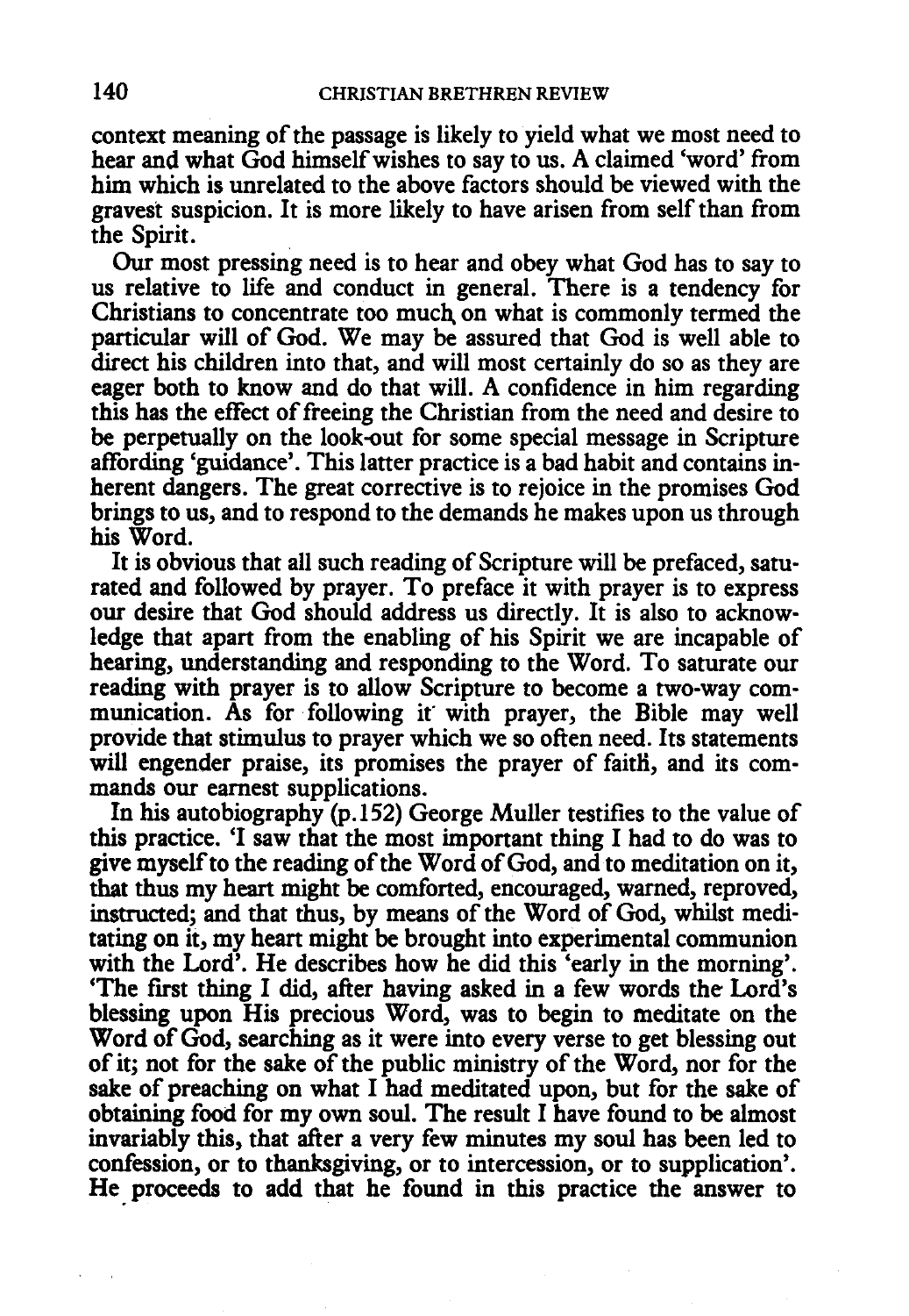context meaning of the passage is likely to yield what we most need to hear and what God himself wishes to say to us. A claimed 'word' from him which is unrelated to the above factors should be viewed with the gravest suspicion. It is more likely to have arisen from self than from the Spirit.

Our most pressing need is to hear and obey what God has to say to us relative to life and conduct in general. There is a tendency for Christians to concentrate too much on what is commonly termed the particular will of God. We may be assured that God is well able to direct his children into that, and will most certainly do so as they are eager both to know and do that will. A confidence in him regarding this has the effect of freeing the Christian from the need and desire to be perpetually on the look-out for some special message in Scripture affording 'guidance'. This latter practice is a bad habit and contains inherent dangers. The great corrective is to rejoice in the promises God brings to us, and to respond to the demands he makes upon us through his Word.

It is obvious that all such reading of Scripture will be prefaced, saturated and followed by prayer. To preface it with prayer is to express our desire that God should address us directly. It is also to acknowledge that apart from the enabling of his Spirit we are incapable of hearing, understanding and responding to the Word. To saturate our reading with prayer is to allow Scripture to become a two-way communication. As for following it with prayer, the Bible may well provide that stimulus to prayer which we so often need. Its statements will engender praise, its promises the prayer of faith, and its commands our earnest supplications.

In his autobiography (p.152) George Muller testifies to the value of this practice. 'I saw that the most important thing I had to do was to give myself to the reading of the Word of God, and to meditation on it, that thus my heart might be comforted, encouraged, warned, reproved, instructed; and that thus, by means of the Word of God, whilst meditating on it, my heart might be brought into experimental communion with the Lord'. He describes how he did this 'early in the morning'. 'The first thing I did, after having asked in a few words the Lord's blessing upon His precious Word, was to begin to meditate on the Word of God, searching as it were into every verse to get blessing out of it; not for the sake of the public ministry of the Word, nor for the sake of preaching on what I had meditated upon, but for the sake of obtaining food for my own soul. The result I have found to be almost invariably this, that after a very few minutes my soul has been led to confession, or to thanksgiving, or to intercession, or to supplication'. He proceeds to add that he found in this practice the answer to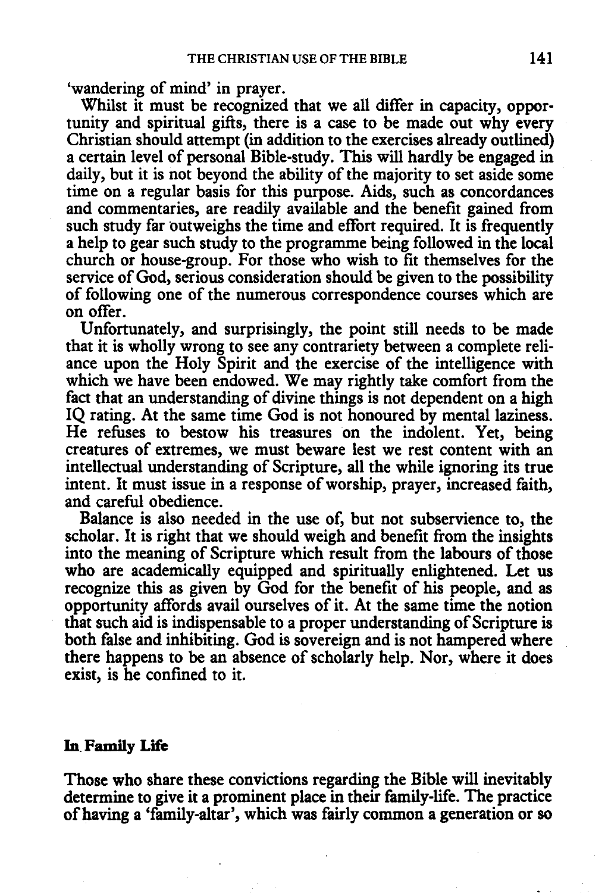'wandering of mind' in prayer.

Whilst it must be recognized that we all differ in capacity, opportunity and spiritual gifts, there is a case to be made out why every Christian should attempt (in addition to the exercises already outlined) a certain level of personal Bible-study. This will hardly be engaged in daily, but it is not beyond the ability of the majority to set aside some time on a regular basis for this purpose. Aids, such as concordances and commentaries, are readily available and the benefit gained from such study far outweighs the time and effort required. It is frequently a help to gear such study to the programme being followed in the local church or house-group. For those who wish to fit themselves for the service of God, serious consideration should be given to the possibility of following one of the numerous correspondence courses which are on offer.

Unfortunately, and surprisingly, the point still needs to be made that it is wholly wrong to see any contrariety between a complete reliance upon the Holy Spirit and the exercise of the intelligence with which we have been endowed. We may rightly take comfort from the fact that an understanding of divine things is not dependent on a high IQ rating. At the same time God is not honoured by mental laziness. He refuses to bestow his treasures on the indolent. Yet, being creatures of extremes, we must beware lest we rest content with an intellectual understanding of Scripture, all the while ignoring its true intent. It must issue in a response of worship, prayer, increased faith, and careful obedience.

Balance is also needed in the use of, but not subservience to, the scholar. It is right that we should weigh and benefit from the insights into the meaning of Scripture which result from the labours of those who are academically equipped and spiritually enlightened. Let us recognize this as given by God for the benefit of his people, and as opportunity affords avail ourselves of it. At the same time the notion that such aid is indispensable to a proper understanding of Scripture is both false and inhibiting. God is sovereign and is not hampered where there happens to be an absence of scholarly help. Nor, where it does exist, is he confined to it.

**In Family Life**

Those who share these convictions regarding the Bible will inevitably determine to give it a prominent place in their family-life. The practice of having a 'family-altar', which was fairly common a generation or so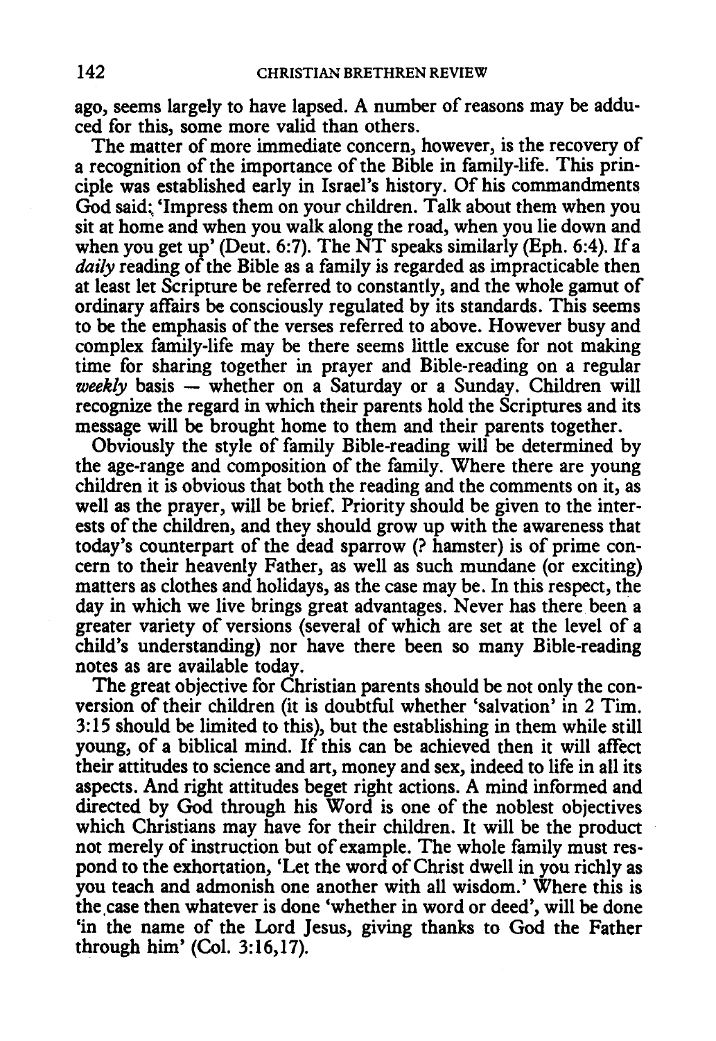ago, seems largely to have lapsed. A number of reasons may be adduced for this, some more valid than others.

The matter of more immediate concern, however, is the recovery of a recognition of the importance of the Bible in family-life. This principle was established early in Israel's history. Of his commandments God said: 'Impress them on your children. Talk about them when you sit at home and when you walk along the road, when you lie down and when you get up' (Deut. 6:7). The NT speaks similarly (Eph. 6:4). If a *daily* reading of the Bible as a family is regarded as impracticable then at least let Scripture be referred to constantly, and the whole gamut of ordinary affairs be consciously regulated by its standards. This seems to be the emphasis of the verses referred to above. However busy and complex family-life may be there seems little excuse for not making time for sharing together in prayer and Bible-reading on a regular *weekly* basis — whether on a Saturday or a Sunday. Children will recognize the regard in which their parents hold the Scriptures and its message will be brought home to them and their parents together.

Obviously the style of family Bible-reading will be determined by the age-range and composition of the family. Where there are young children it is obvious that both the reading and the comments on it, as well as the prayer, will be brief. Priority should be given to the interests of the children, and they should grow up with the awareness that today's counterpart of the dead sparrow (? hamster) is of prime concern to their heavenly Father, as well as such mundane (or exciting) matters as clothes and holidays, as the case may be. In this respect, the day in which we live brings great advantages. Never has there been a greater variety of versions (several of which are set at the level of a child's understanding) nor have there been so many Bible-reading notes as are available today.

The great objective for Christian parents should be not only the conversion of their children (it is doubtful whether 'salvation' in 2 Tim. 3:15 should be limited to this), but the establishing in them while still young, of a biblical mind. If this can be achieved then it will affect their attitudes to science and art, money and sex, indeed to life in all its aspects. And right attitudes beget right actions. A mind informed and directed by God through his Word is one of the noblest objectives which Christians may have for their children. It will be the product not merely of instruction but of example. The whole family must respond to the exhortation, 'Let the word of Christ dwell in you richly as you teach and admonish one another with all wisdom.' Where this is the case then whatever is done 'whether in word or deed', will be done 'in the name of the Lord Jesus, giving thanks to God the Father through him' (Col. 3:16,17).